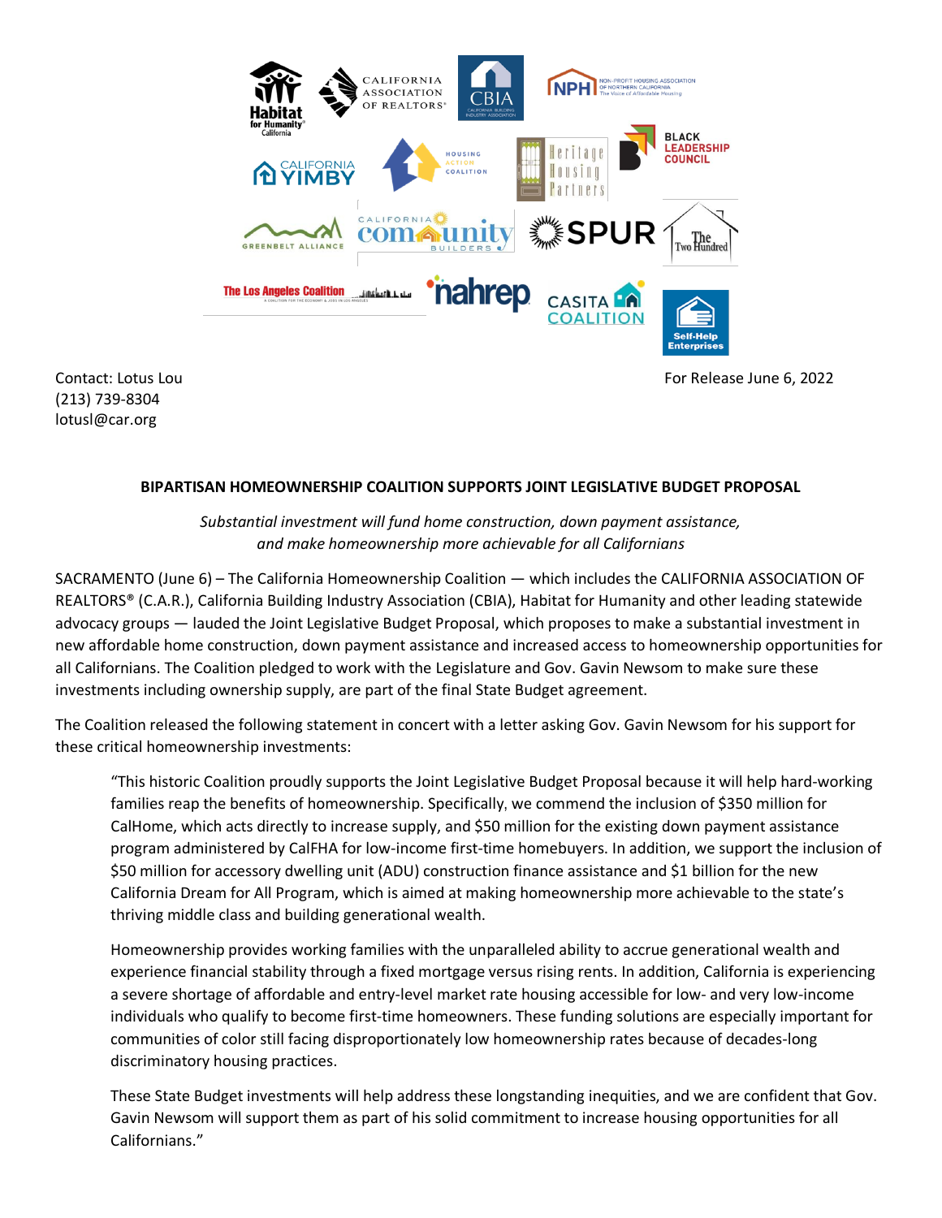Contact: Lotus Lou
(213) 739-8304
lotusl@car.org

For Release June 6, 2022

**BIPARTISAN HOMEOWNERSHIP COALITION SUPPORTS JOINT LEGISLATIVE BUDGET PROPOSAL**

*Substantial investment will fund home construction, down payment assistance, and make homeownership more achievable for all Californians*

SACRAMENTO (June 6) – The California Homeownership Coalition — which includes the CALIFORNIA ASSOCIATION OF REALTORS® (C.A.R.), California Building Industry Association (CBIA), Habitat for Humanity and other leading statewide advocacy groups — lauded the Joint Legislative Budget Proposal, which proposes to make a substantial investment in new affordable home construction, down payment assistance and increased access to homeownership opportunities for all Californians. The Coalition pledged to work with the Legislature and Gov. Gavin Newsom to make sure these investments including ownership supply, are part of the final State Budget agreement.

The Coalition released the following statement in concert with a letter asking Gov. Gavin Newsom for his support for these critical homeownership investments:

> "This historic Coalition proudly supports the Joint Legislative Budget Proposal because it will help hard-working families reap the benefits of homeownership. Specifically, we commend the inclusion of $350 million for CalHome, which acts directly to increase supply, and $50 million for the existing down payment assistance program administered by CalFHA for low-income first-time homebuyers. In addition, we support the inclusion of $50 million for accessory dwelling unit (ADU) construction finance assistance and $1 billion for the new California Dream for All Program, which is aimed at making homeownership more achievable to the state's thriving middle class and building generational wealth.
>
> Homeownership provides working families with the unparalleled ability to accrue generational wealth and experience financial stability through a fixed mortgage versus rising rents. In addition, California is experiencing a severe shortage of affordable and entry-level market rate housing accessible for low- and very low-income individuals who qualify to become first-time homeowners. These funding solutions are especially important for communities of color still facing disproportionately low homeownership rates because of decades-long discriminatory housing practices.
>
> These State Budget investments will help address these longstanding inequities, and we are confident that Gov. Gavin Newsom will support them as part of his solid commitment to increase housing opportunities for all Californians."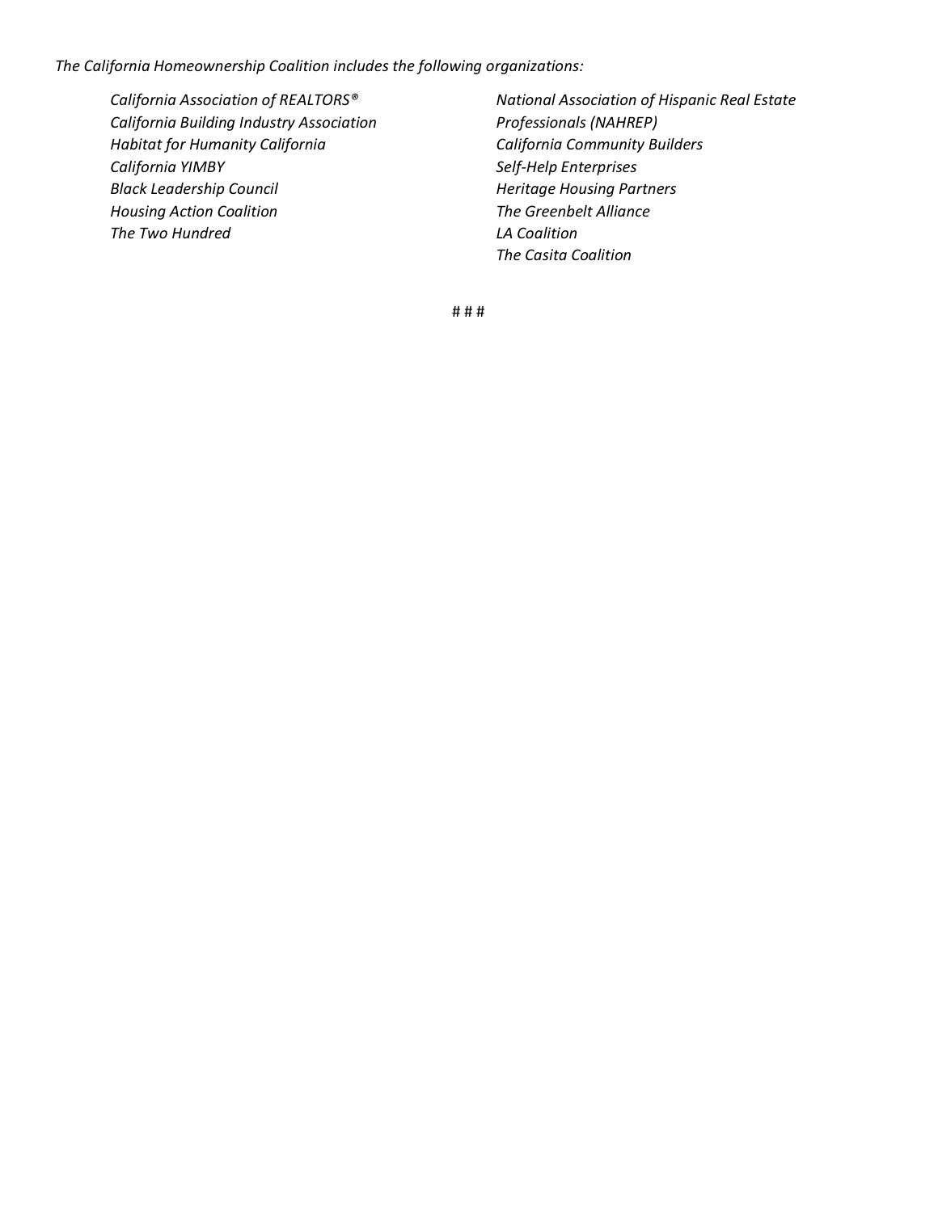*The California Homeownership Coalition includes the following organizations:*

- *California Association of REALTORS®*
- *California Building Industry Association*
- *Habitat for Humanity California*
- *California YIMBY*
- *Black Leadership Council*
- *Housing Action Coalition*
- *The Two Hundred*
- *National Association of Hispanic Real Estate Professionals (NAHREP)*
- *California Community Builders*
- *Self-Help Enterprises*
- *Heritage Housing Partners*
- *The Greenbelt Alliance*
- *LA Coalition*
- *The Casita Coalition*

# # #